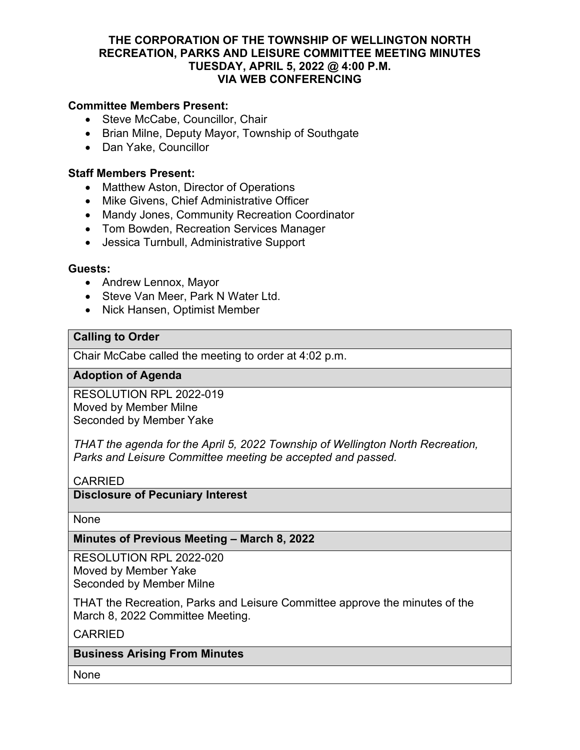# THE CORPORATION OF THE TOWNSHIP OF WELLINGTON NORTH
# RECREATION, PARKS AND LEISURE COMMITTEE MEETING MINUTES
# TUESDAY, APRIL 5, 2022 @ 4:00 P.M.
# VIA WEB CONFERENCING

**Committee Members Present:**

- Steve McCabe, Councillor, Chair
- Brian Milne, Deputy Mayor, Township of Southgate
- Dan Yake, Councillor

**Staff Members Present:**

- Matthew Aston, Director of Operations
- Mike Givens, Chief Administrative Officer
- Mandy Jones, Community Recreation Coordinator
- Tom Bowden, Recreation Services Manager
- Jessica Turnbull, Administrative Support

**Guests:**

- Andrew Lennox, Mayor
- Steve Van Meer, Park N Water Ltd.
- Nick Hansen, Optimist Member

**Calling to Order**

Chair McCabe called the meeting to order at 4:02 p.m.

**Adoption of Agenda**

RESOLUTION RPL 2022-019
Moved by Member Milne
Seconded by Member Yake

*THAT the agenda for the April 5, 2022 Township of Wellington North Recreation, Parks and Leisure Committee meeting be accepted and passed.*

CARRIED

**Disclosure of Pecuniary Interest**

None

**Minutes of Previous Meeting – March 8, 2022**

RESOLUTION RPL 2022-020
Moved by Member Yake
Seconded by Member Milne

THAT the Recreation, Parks and Leisure Committee approve the minutes of the March 8, 2022 Committee Meeting.

CARRIED

**Business Arising From Minutes**

None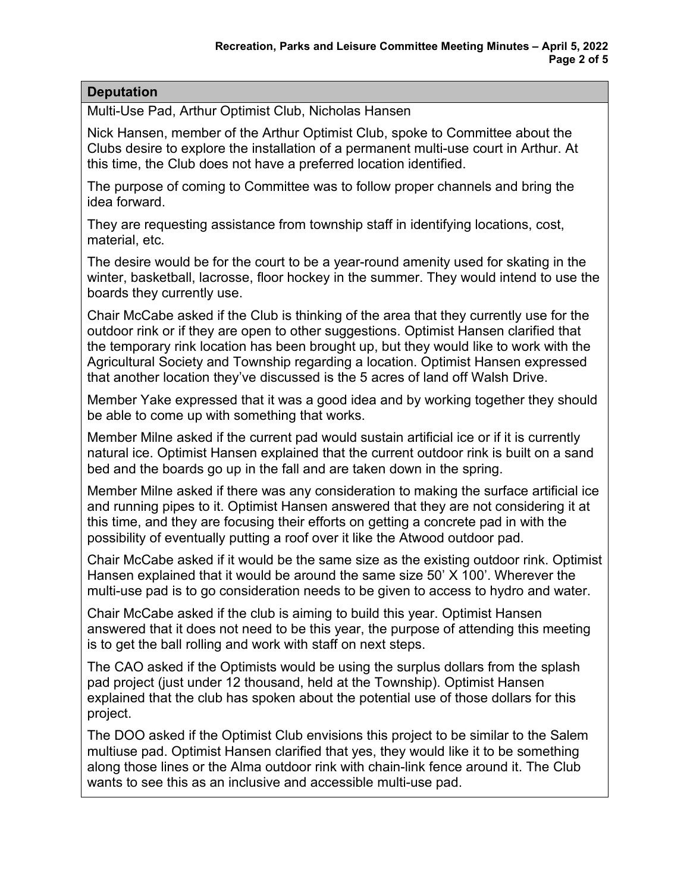## Deputation

Multi-Use Pad, Arthur Optimist Club, Nicholas Hansen

Nick Hansen, member of the Arthur Optimist Club, spoke to Committee about the Clubs desire to explore the installation of a permanent multi-use court in Arthur. At this time, the Club does not have a preferred location identified.

The purpose of coming to Committee was to follow proper channels and bring the idea forward.

They are requesting assistance from township staff in identifying locations, cost, material, etc.

The desire would be for the court to be a year-round amenity used for skating in the winter, basketball, lacrosse, floor hockey in the summer. They would intend to use the boards they currently use.

Chair McCabe asked if the Club is thinking of the area that they currently use for the outdoor rink or if they are open to other suggestions. Optimist Hansen clarified that the temporary rink location has been brought up, but they would like to work with the Agricultural Society and Township regarding a location. Optimist Hansen expressed that another location they've discussed is the 5 acres of land off Walsh Drive.

Member Yake expressed that it was a good idea and by working together they should be able to come up with something that works.

Member Milne asked if the current pad would sustain artificial ice or if it is currently natural ice. Optimist Hansen explained that the current outdoor rink is built on a sand bed and the boards go up in the fall and are taken down in the spring.

Member Milne asked if there was any consideration to making the surface artificial ice and running pipes to it. Optimist Hansen answered that they are not considering it at this time, and they are focusing their efforts on getting a concrete pad in with the possibility of eventually putting a roof over it like the Atwood outdoor pad.

Chair McCabe asked if it would be the same size as the existing outdoor rink. Optimist Hansen explained that it would be around the same size 50' X 100'. Wherever the multi-use pad is to go consideration needs to be given to access to hydro and water.

Chair McCabe asked if the club is aiming to build this year. Optimist Hansen answered that it does not need to be this year, the purpose of attending this meeting is to get the ball rolling and work with staff on next steps.

The CAO asked if the Optimists would be using the surplus dollars from the splash pad project (just under 12 thousand, held at the Township). Optimist Hansen explained that the club has spoken about the potential use of those dollars for this project.

The DOO asked if the Optimist Club envisions this project to be similar to the Salem multiuse pad. Optimist Hansen clarified that yes, they would like it to be something along those lines or the Alma outdoor rink with chain-link fence around it. The Club wants to see this as an inclusive and accessible multi-use pad.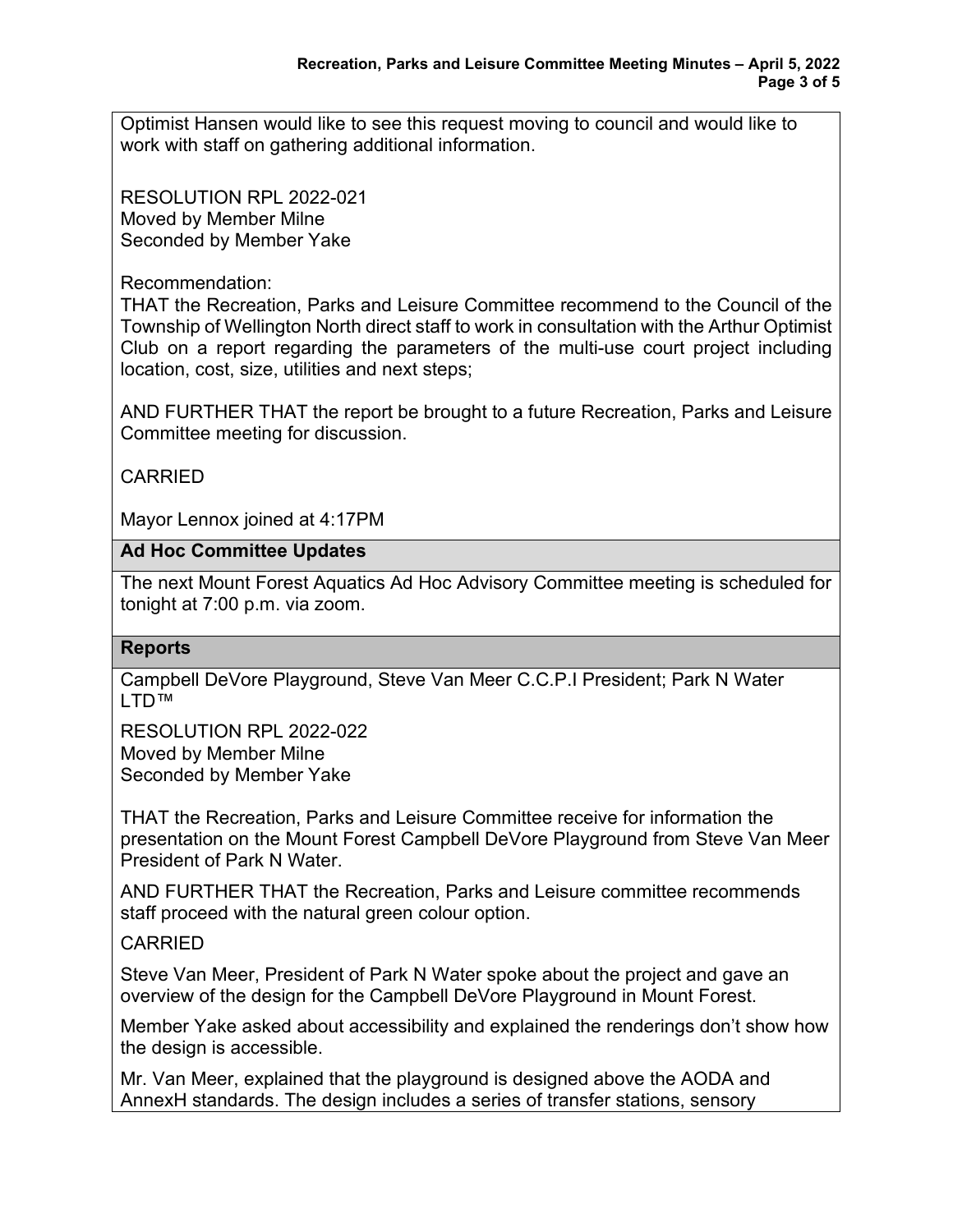Optimist Hansen would like to see this request moving to council and would like to work with staff on gathering additional information.

RESOLUTION RPL 2022-021
Moved by Member Milne
Seconded by Member Yake

Recommendation:
THAT the Recreation, Parks and Leisure Committee recommend to the Council of the Township of Wellington North direct staff to work in consultation with the Arthur Optimist Club on a report regarding the parameters of the multi-use court project including location, cost, size, utilities and next steps;

AND FURTHER THAT the report be brought to a future Recreation, Parks and Leisure Committee meeting for discussion.

CARRIED

Mayor Lennox joined at 4:17PM

## Ad Hoc Committee Updates

The next Mount Forest Aquatics Ad Hoc Advisory Committee meeting is scheduled for tonight at 7:00 p.m. via zoom.

## Reports

Campbell DeVore Playground, Steve Van Meer C.C.P.I President; Park N Water LTD™

RESOLUTION RPL 2022-022
Moved by Member Milne
Seconded by Member Yake

THAT the Recreation, Parks and Leisure Committee receive for information the presentation on the Mount Forest Campbell DeVore Playground from Steve Van Meer President of Park N Water.

AND FURTHER THAT the Recreation, Parks and Leisure committee recommends staff proceed with the natural green colour option.

CARRIED

Steve Van Meer, President of Park N Water spoke about the project and gave an overview of the design for the Campbell DeVore Playground in Mount Forest.

Member Yake asked about accessibility and explained the renderings don't show how the design is accessible.

Mr. Van Meer, explained that the playground is designed above the AODA and AnnexH standards. The design includes a series of transfer stations, sensory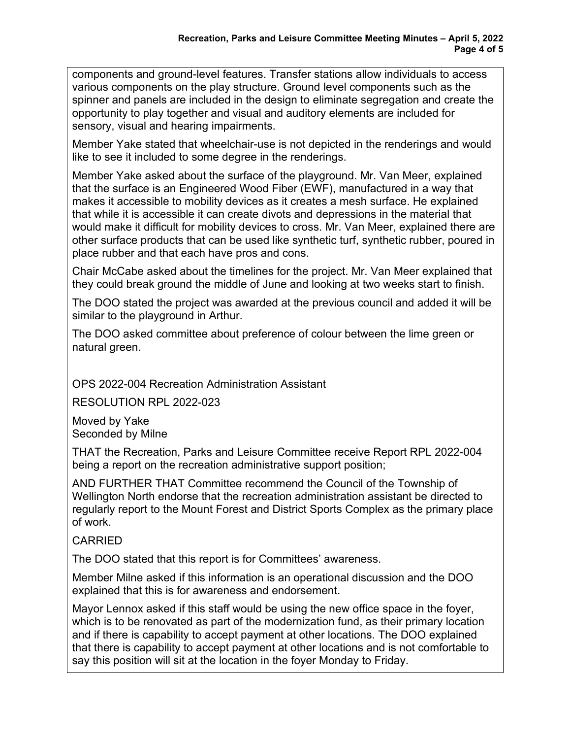components and ground-level features. Transfer stations allow individuals to access various components on the play structure. Ground level components such as the spinner and panels are included in the design to eliminate segregation and create the opportunity to play together and visual and auditory elements are included for sensory, visual and hearing impairments.

Member Yake stated that wheelchair-use is not depicted in the renderings and would like to see it included to some degree in the renderings.

Member Yake asked about the surface of the playground. Mr. Van Meer, explained that the surface is an Engineered Wood Fiber (EWF), manufactured in a way that makes it accessible to mobility devices as it creates a mesh surface. He explained that while it is accessible it can create divots and depressions in the material that would make it difficult for mobility devices to cross. Mr. Van Meer, explained there are other surface products that can be used like synthetic turf, synthetic rubber, poured in place rubber and that each have pros and cons.

Chair McCabe asked about the timelines for the project. Mr. Van Meer explained that they could break ground the middle of June and looking at two weeks start to finish.

The DOO stated the project was awarded at the previous council and added it will be similar to the playground in Arthur.

The DOO asked committee about preference of colour between the lime green or natural green.

OPS 2022-004 Recreation Administration Assistant

RESOLUTION RPL 2022-023

Moved by Yake
Seconded by Milne

THAT the Recreation, Parks and Leisure Committee receive Report RPL 2022-004 being a report on the recreation administrative support position;

AND FURTHER THAT Committee recommend the Council of the Township of Wellington North endorse that the recreation administration assistant be directed to regularly report to the Mount Forest and District Sports Complex as the primary place of work.

CARRIED

The DOO stated that this report is for Committees' awareness.

Member Milne asked if this information is an operational discussion and the DOO explained that this is for awareness and endorsement.

Mayor Lennox asked if this staff would be using the new office space in the foyer, which is to be renovated as part of the modernization fund, as their primary location and if there is capability to accept payment at other locations. The DOO explained that there is capability to accept payment at other locations and is not comfortable to say this position will sit at the location in the foyer Monday to Friday.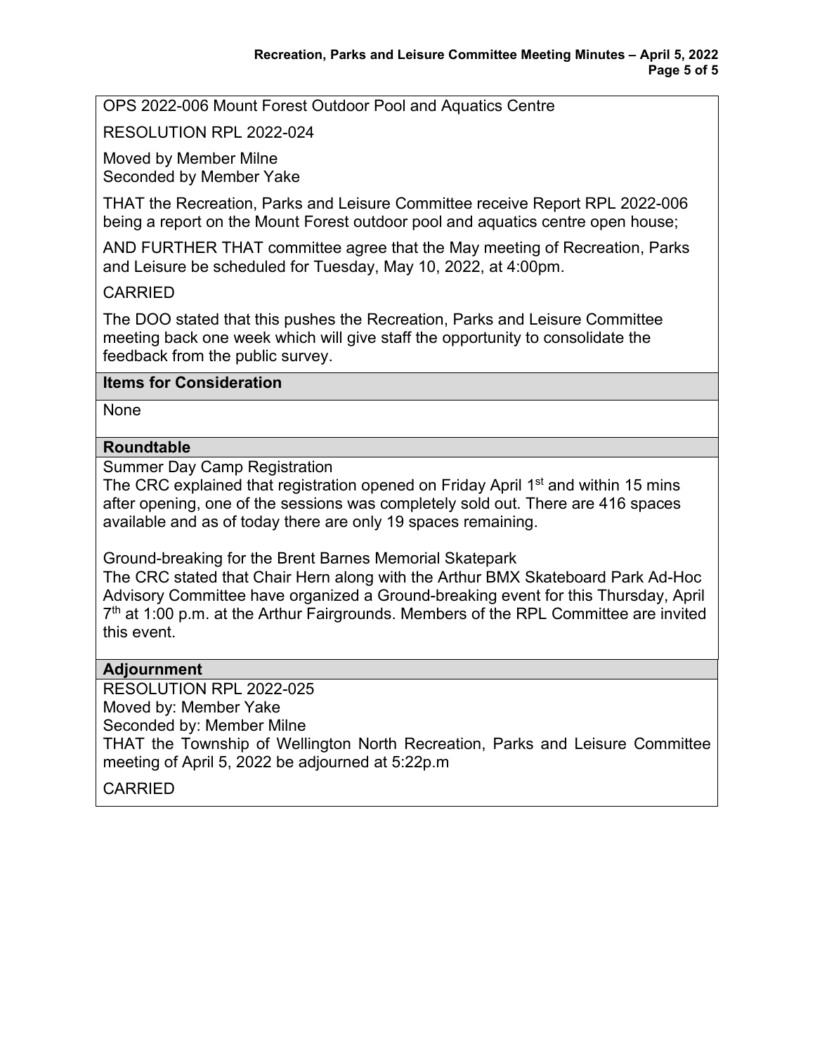OPS 2022-006 Mount Forest Outdoor Pool and Aquatics Centre

RESOLUTION RPL 2022-024

Moved by Member Milne
Seconded by Member Yake

THAT the Recreation, Parks and Leisure Committee receive Report RPL 2022-006 being a report on the Mount Forest outdoor pool and aquatics centre open house;

AND FURTHER THAT committee agree that the May meeting of Recreation, Parks and Leisure be scheduled for Tuesday, May 10, 2022, at 4:00pm.

CARRIED

The DOO stated that this pushes the Recreation, Parks and Leisure Committee meeting back one week which will give staff the opportunity to consolidate the feedback from the public survey.

## Items for Consideration

None

## Roundtable

Summer Day Camp Registration
The CRC explained that registration opened on Friday April 1st and within 15 mins after opening, one of the sessions was completely sold out. There are 416 spaces available and as of today there are only 19 spaces remaining.

Ground-breaking for the Brent Barnes Memorial Skatepark
The CRC stated that Chair Hern along with the Arthur BMX Skateboard Park Ad-Hoc Advisory Committee have organized a Ground-breaking event for this Thursday, April 7th at 1:00 p.m. at the Arthur Fairgrounds. Members of the RPL Committee are invited this event.

## Adjournment

RESOLUTION RPL 2022-025
Moved by: Member Yake
Seconded by: Member Milne
THAT the Township of Wellington North Recreation, Parks and Leisure Committee meeting of April 5, 2022 be adjourned at 5:22p.m

CARRIED